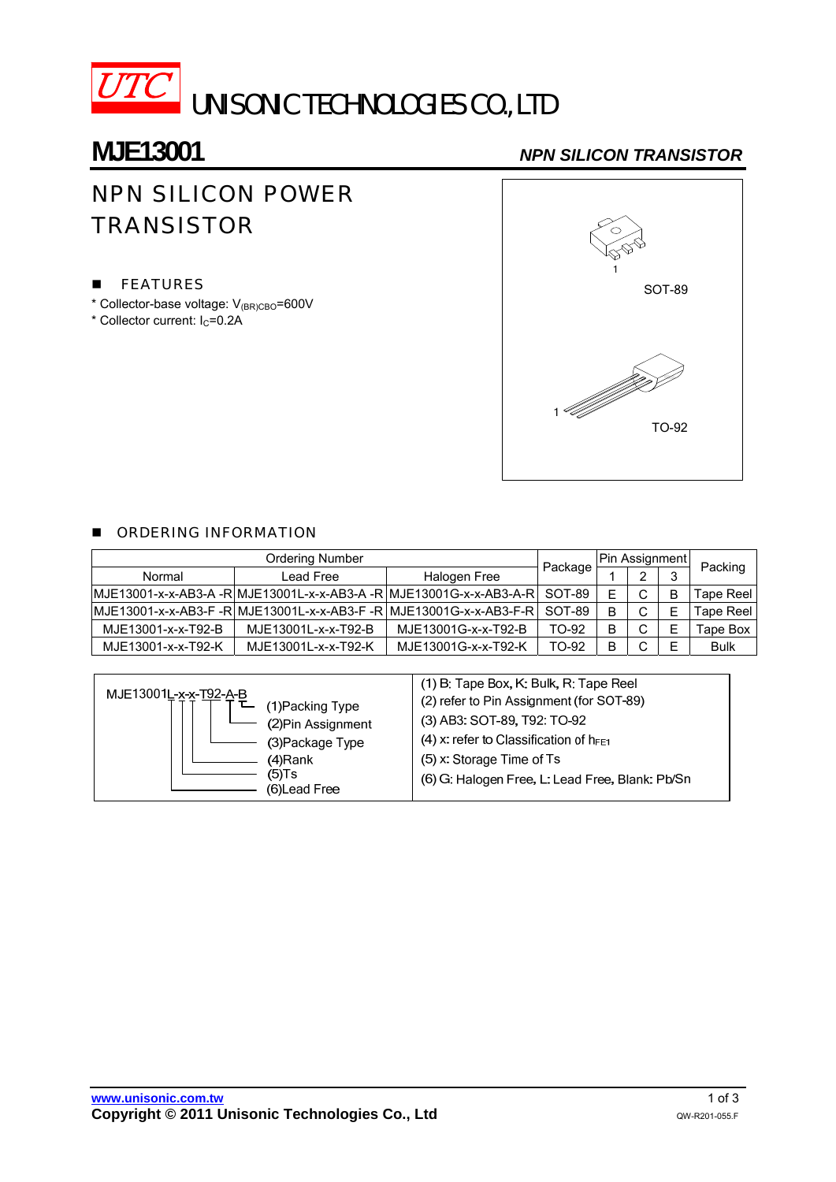UTC UNISONIC TECHNOLOGIES CO., LTD

# MJE13001

*NPN SILICON TRANSISTOR*

## NPN SILICON POWER TRANSISTOR

## FEATURES

* Collector-base voltage: $V_{(BR)CBO}$=600V
* Collector current: $I_C$=0.2A

SOT-89

TO-92

## ORDERING INFORMATION

| Ordering Number | | | Package | Pin Assignment | | | Packing |
|---|---|---|---|---|---|---|---|
| Normal | Lead Free | Halogen Free | | 1 | 2 | 3 | |
| MJE13001-x-x-AB3-A -R | MJE13001L-x-x-AB3-A -R | MJE13001G-x-x-AB3-A-R | SOT-89 | E | C | B | Tape Reel |
| MJE13001-x-x-AB3-F -R | MJE13001L-x-x-AB3-F -R | MJE13001G-x-x-AB3-F-R | SOT-89 | B | C | E | Tape Reel |
| MJE13001-x-x-T92-B | MJE13001L-x-x-T92-B | MJE13001G-x-x-T92-B | TO-92 | B | C | E | Tape Box |
| MJE13001-x-x-T92-K | MJE13001L-x-x-T92-K | MJE13001G-x-x-T92-K | TO-92 | B | C | E | Bulk |

| MJE13001L-x-x-T92-A-B | |
|---|---|
| (1)Packing Type | (1) B: Tape Box, K: Bulk, R: Tape Reel |
| (2)Pin Assignment | (2) refer to Pin Assignment (for SOT-89) |
| (3)Package Type | (3) AB3: SOT-89, T92: TO-92 |
| (4)Rank | (4) x: refer to Classification of $h_{FE1}$ |
| (5)Ts | (5) x: Storage Time of Ts |
| (6)Lead Free | (6) G: Halogen Free, L: Lead Free, Blank: Pb/Sn |

www.unisonic.com.tw

Copyright © 2011 Unisonic Technologies Co., Ltd

QW-R201-055.F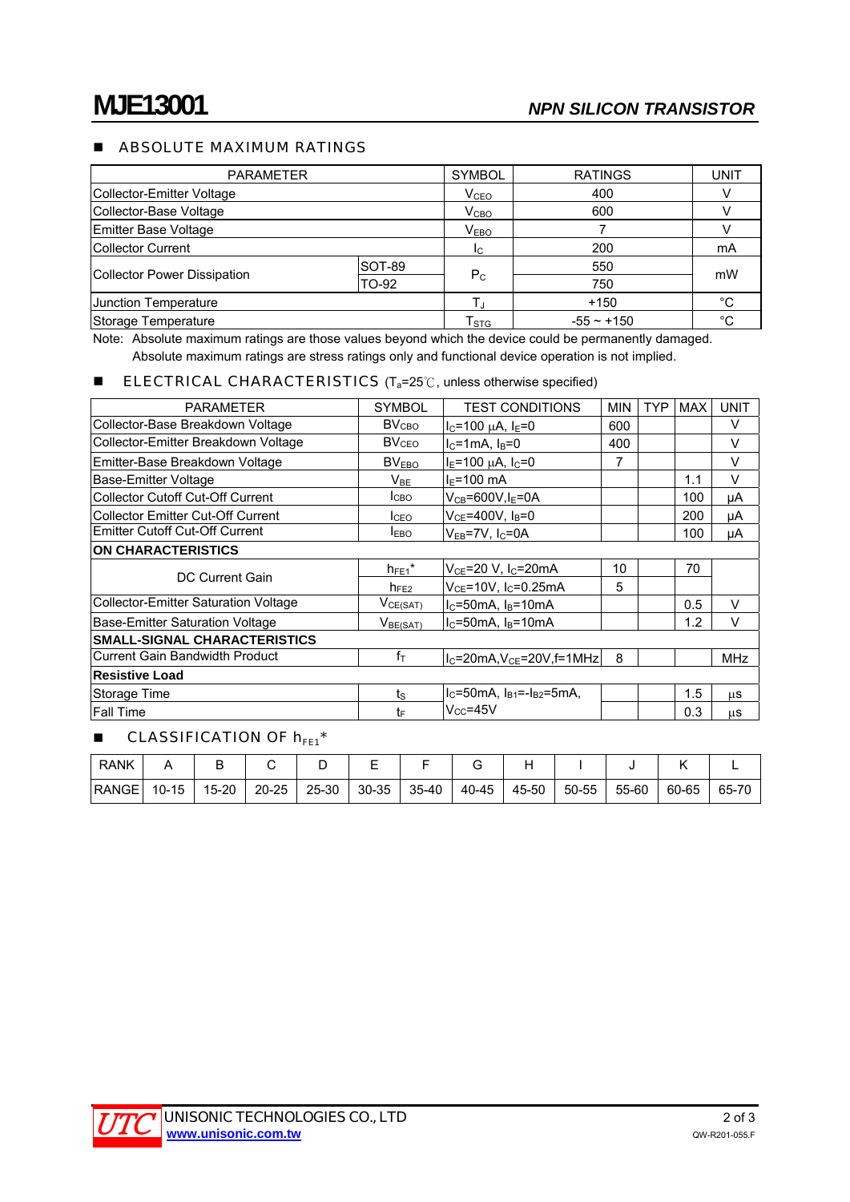# MJE13001

## NPN SILICON TRANSISTOR

## ■ ABSOLUTE MAXIMUM RATINGS

| PARAMETER | | SYMBOL | RATINGS | UNIT |
|---|---|---|---|---|
| Collector-Emitter Voltage | | $V_{CEO}$ | 400 | V |
| Collector-Base Voltage | | $V_{CBO}$ | 600 | V |
| Emitter Base Voltage | | $V_{EBO}$ | 7 | V |
| Collector Current | | $I_C$ | 200 | mA |
| Collector Power Dissipation | SOT-89 | $P_C$ | 550 | mW |
| | TO-92 | | 750 | |
| Junction Temperature | | $T_J$ | +150 | °C |
| Storage Temperature | | $T_{STG}$ | -55 ~ +150 | °C |

Note: Absolute maximum ratings are those values beyond which the device could be permanently damaged. Absolute maximum ratings are stress ratings only and functional device operation is not implied.

## ■ ELECTRICAL CHARACTERISTICS ($T_a$=25℃, unless otherwise specified)

| PARAMETER | SYMBOL | TEST CONDITIONS | MIN | TYP | MAX | UNIT |
|---|---|---|---|---|---|---|
| Collector-Base Breakdown Voltage | $BV_{CBO}$ | $I_C$=100 μA, $I_E$=0 | 600 | | | V |
| Collector-Emitter Breakdown Voltage | $BV_{CEO}$ | $I_C$=1mA, $I_B$=0 | 400 | | | V |
| Emitter-Base Breakdown Voltage | $BV_{EBO}$ | $I_E$=100 μA, $I_C$=0 | 7 | | | V |
| Base-Emitter Voltage | $V_{BE}$ | $I_E$=100 mA | | | 1.1 | V |
| Collector Cutoff Cut-Off Current | $I_{CBO}$ | $V_{CB}$=600V,$I_E$=0A | | | 100 | μA |
| Collector Emitter Cut-Off Current | $I_{CEO}$ | $V_{CE}$=400V, $I_B$=0 | | | 200 | μA |
| Emitter Cutoff Cut-Off Current | $I_{EBO}$ | $V_{EB}$=7V, $I_C$=0A | | | 100 | μA |
| **ON CHARACTERISTICS** | | | | | | |
| DC Current Gain | $h_{FE1}$* | $V_{CE}$=20 V, $I_C$=20mA | 10 | | 70 | |
| | $h_{FE2}$ | $V_{CE}$=10V, $I_C$=0.25mA | 5 | | | |
| Collector-Emitter Saturation Voltage | $V_{CE(SAT)}$ | $I_C$=50mA, $I_B$=10mA | | | 0.5 | V |
| Base-Emitter Saturation Voltage | $V_{BE(SAT)}$ | $I_C$=50mA, $I_B$=10mA | | | 1.2 | V |
| **SMALL-SIGNAL CHARACTERISTICS** | | | | | | |
| Current Gain Bandwidth Product | $f_T$ | $I_C$=20mA,$V_{CE}$=20V,f=1MHz | 8 | | | MHz |
| **Resistive Load** | | | | | | |
| Storage Time | $t_S$ | $I_C$=50mA, $I_{B1}$=-$I_{B2}$=5mA, $V_{CC}$=45V | | | 1.5 | μs |
| Fall Time | $t_F$ | | | | 0.3 | μs |

## ■ CLASSIFICATION OF $h_{FE1}$*

| RANK | A | B | C | D | E | F | G | H | I | J | K | L |
|---|---|---|---|---|---|---|---|---|---|---|---|---|
| RANGE | 10-15 | 15-20 | 20-25 | 25-30 | 30-35 | 35-40 | 40-45 | 45-50 | 50-55 | 55-60 | 60-65 | 65-70 |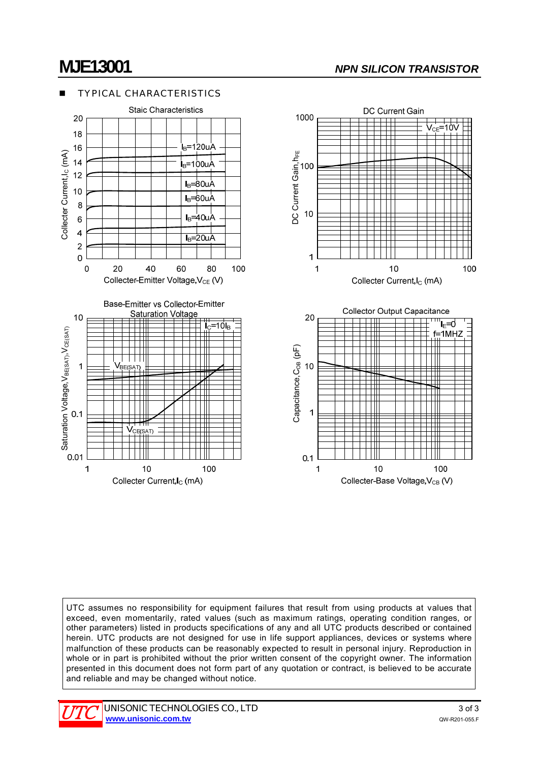## ■ TYPICAL CHARACTERISTICS

Staic Characteristics

20
18
16
14
12
10
8
6
4
2
0

Collecter Current,$I_C$ (mA)

$I_B$=120uA
$I_B$=100uA
$I_B$=80uA
$I_B$=60uA
$I_B$=40uA
$I_B$=20uA

0 20 40 60 80 100

Collecter-Emitter Voltage,$V_{CE}$ (V)

DC Current Gain

1000
100
10
1

DC Current Gain,$h_{FE}$

$V_{CE}$=10V

1 10 100

Collecter Current,$I_C$ (mA)

Base-Emitter vs Collector-Emitter Saturation Voltage

10
1
0.1
0.01

Saturation Voltage,$V_{BE(SAT)}$,$V_{CE(SAT)}$

$I_C$=10$I_B$

$V_{BE(SAT)}$

$V_{CE(SAT)}$

1 10 100

Collecter Current,$I_C$ (mA)

Collector Output Capacitance

20
10
1
0.1

Capacitance,$C_{OB}$ (pF)

$I_E$=0
f=1MHZ

1 10 100

Collecter-Base Voltage,$V_{CB}$ (V)

UTC assumes no responsibility for equipment failures that result from using products at values that exceed, even momentarily, rated values (such as maximum ratings, operating condition ranges, or other parameters) listed in products specifications of any and all UTC products described or contained herein. UTC products are not designed for use in life support appliances, devices or systems where malfunction of these products can be reasonably expected to result in personal injury. Reproduction in whole or in part is prohibited without the prior written consent of the copyright owner. The information presented in this document does not form part of any quotation or contract, is believed to be accurate and reliable and may be changed without notice.